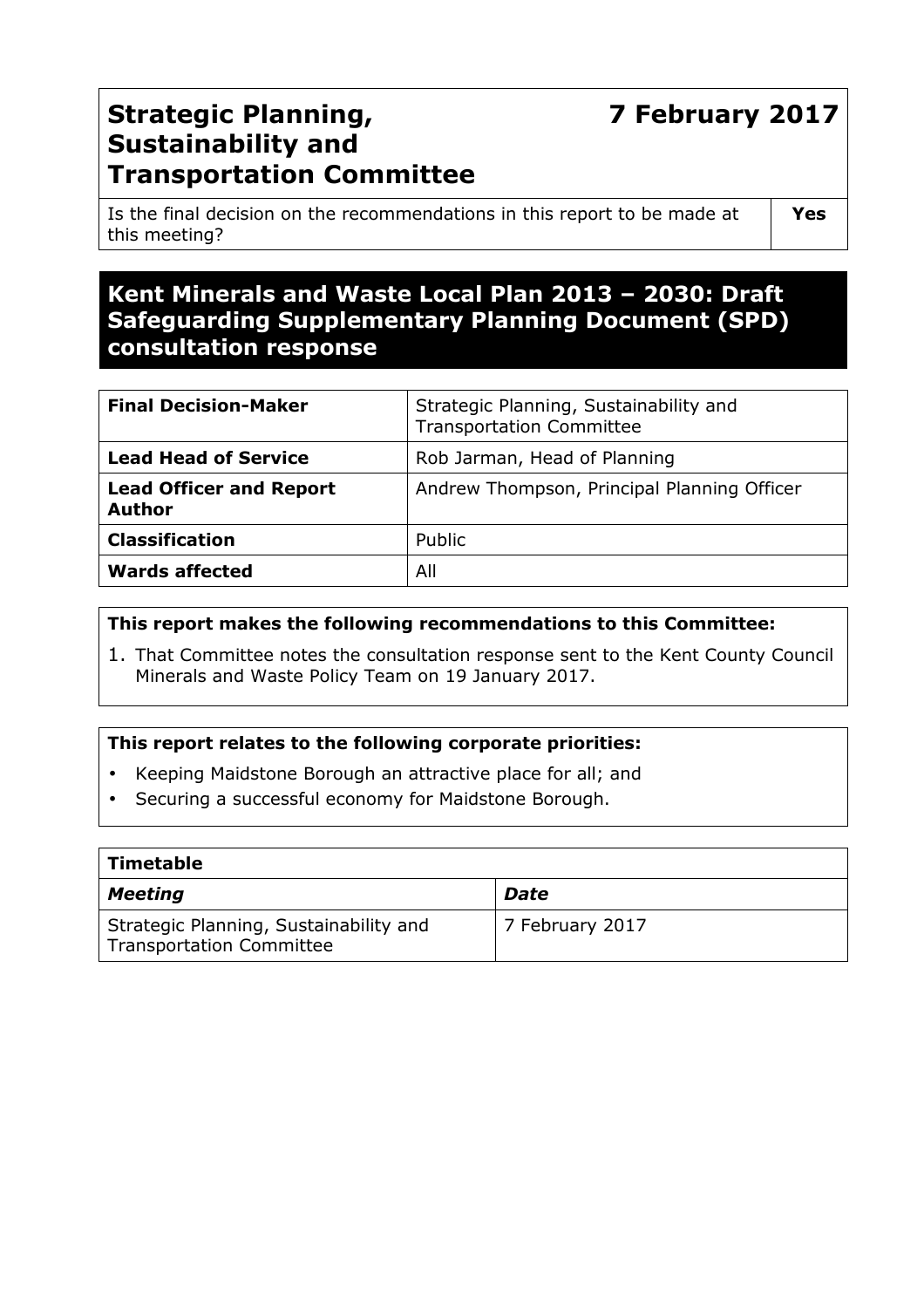# Strategic Planning, Sustainability and Transportation Committee

**7 February 2017**

| Is the final decision on the recommendations in this report to be made at this meeting? | **Yes** |
|---|---|

## Kent Minerals and Waste Local Plan 2013 – 2030: Draft Safeguarding Supplementary Planning Document (SPD) consultation response

| | |
|---|---|
| **Final Decision-Maker** | Strategic Planning, Sustainability and Transportation Committee |
| **Lead Head of Service** | Rob Jarman, Head of Planning |
| **Lead Officer and Report Author** | Andrew Thompson, Principal Planning Officer |
| **Classification** | Public |
| **Wards affected** | All |

**This report makes the following recommendations to this Committee:**

1. That Committee notes the consultation response sent to the Kent County Council Minerals and Waste Policy Team on 19 January 2017.

**This report relates to the following corporate priorities:**

- Keeping Maidstone Borough an attractive place for all; and
- Securing a successful economy for Maidstone Borough.

| **Timetable** | |
|---|---|
| ***Meeting*** | ***Date*** |
| Strategic Planning, Sustainability and Transportation Committee | 7 February 2017 |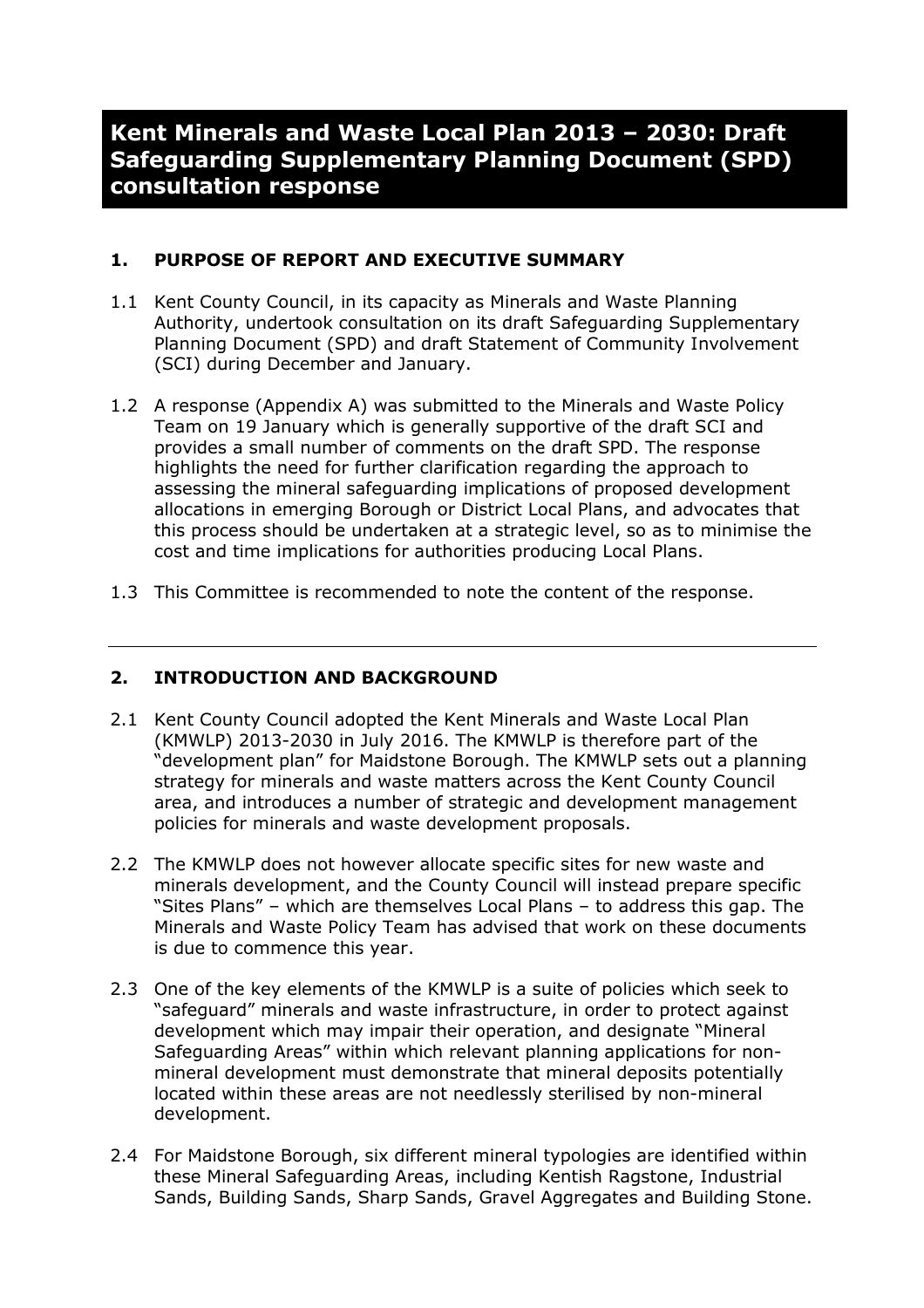# Kent Minerals and Waste Local Plan 2013 – 2030: Draft Safeguarding Supplementary Planning Document (SPD) consultation response

## 1. PURPOSE OF REPORT AND EXECUTIVE SUMMARY

1.1 Kent County Council, in its capacity as Minerals and Waste Planning Authority, undertook consultation on its draft Safeguarding Supplementary Planning Document (SPD) and draft Statement of Community Involvement (SCI) during December and January.

1.2 A response (Appendix A) was submitted to the Minerals and Waste Policy Team on 19 January which is generally supportive of the draft SCI and provides a small number of comments on the draft SPD. The response highlights the need for further clarification regarding the approach to assessing the mineral safeguarding implications of proposed development allocations in emerging Borough or District Local Plans, and advocates that this process should be undertaken at a strategic level, so as to minimise the cost and time implications for authorities producing Local Plans.

1.3 This Committee is recommended to note the content of the response.

---

## 2. INTRODUCTION AND BACKGROUND

2.1 Kent County Council adopted the Kent Minerals and Waste Local Plan (KMWLP) 2013-2030 in July 2016. The KMWLP is therefore part of the "development plan" for Maidstone Borough. The KMWLP sets out a planning strategy for minerals and waste matters across the Kent County Council area, and introduces a number of strategic and development management policies for minerals and waste development proposals.

2.2 The KMWLP does not however allocate specific sites for new waste and minerals development, and the County Council will instead prepare specific "Sites Plans" – which are themselves Local Plans – to address this gap. The Minerals and Waste Policy Team has advised that work on these documents is due to commence this year.

2.3 One of the key elements of the KMWLP is a suite of policies which seek to "safeguard" minerals and waste infrastructure, in order to protect against development which may impair their operation, and designate "Mineral Safeguarding Areas" within which relevant planning applications for non-mineral development must demonstrate that mineral deposits potentially located within these areas are not needlessly sterilised by non-mineral development.

2.4 For Maidstone Borough, six different mineral typologies are identified within these Mineral Safeguarding Areas, including Kentish Ragstone, Industrial Sands, Building Sands, Sharp Sands, Gravel Aggregates and Building Stone.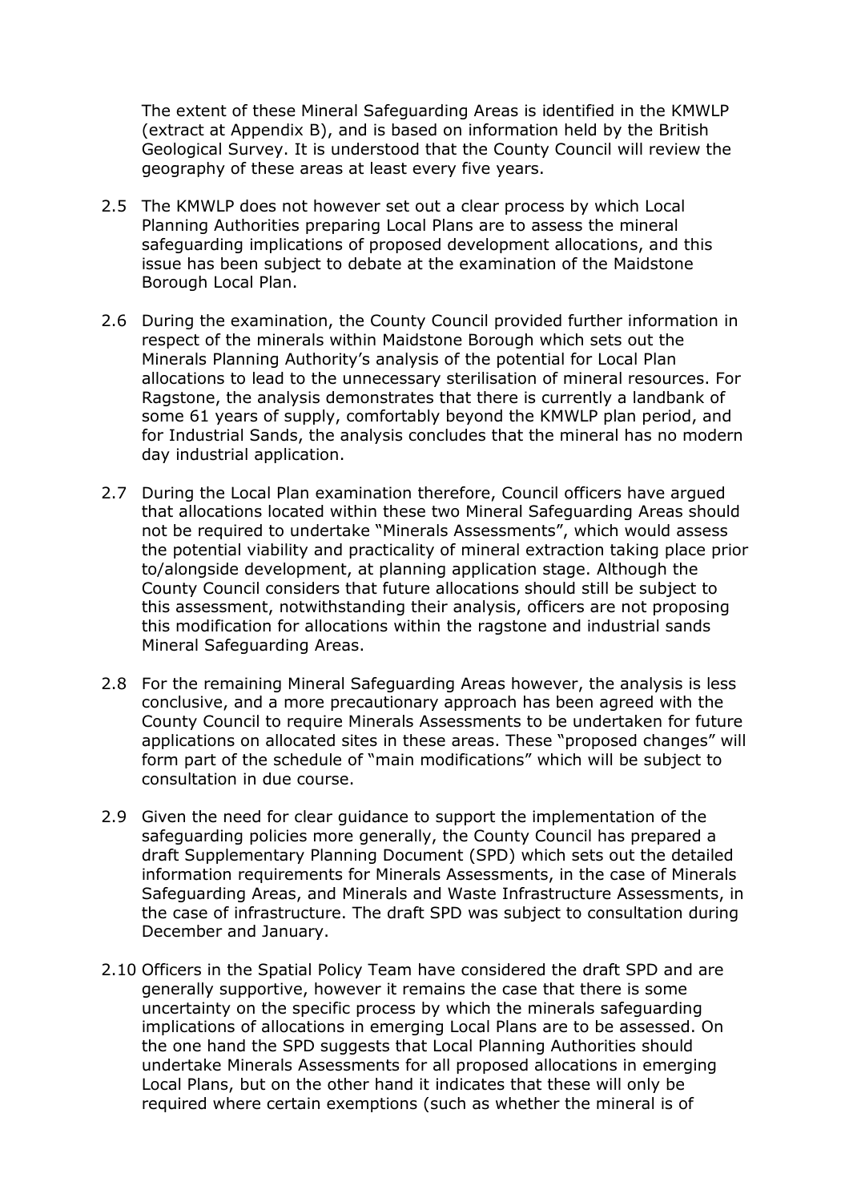The extent of these Mineral Safeguarding Areas is identified in the KMWLP (extract at Appendix B), and is based on information held by the British Geological Survey. It is understood that the County Council will review the geography of these areas at least every five years.

2.5 The KMWLP does not however set out a clear process by which Local Planning Authorities preparing Local Plans are to assess the mineral safeguarding implications of proposed development allocations, and this issue has been subject to debate at the examination of the Maidstone Borough Local Plan.

2.6 During the examination, the County Council provided further information in respect of the minerals within Maidstone Borough which sets out the Minerals Planning Authority's analysis of the potential for Local Plan allocations to lead to the unnecessary sterilisation of mineral resources. For Ragstone, the analysis demonstrates that there is currently a landbank of some 61 years of supply, comfortably beyond the KMWLP plan period, and for Industrial Sands, the analysis concludes that the mineral has no modern day industrial application.

2.7 During the Local Plan examination therefore, Council officers have argued that allocations located within these two Mineral Safeguarding Areas should not be required to undertake "Minerals Assessments", which would assess the potential viability and practicality of mineral extraction taking place prior to/alongside development, at planning application stage. Although the County Council considers that future allocations should still be subject to this assessment, notwithstanding their analysis, officers are not proposing this modification for allocations within the ragstone and industrial sands Mineral Safeguarding Areas.

2.8 For the remaining Mineral Safeguarding Areas however, the analysis is less conclusive, and a more precautionary approach has been agreed with the County Council to require Minerals Assessments to be undertaken for future applications on allocated sites in these areas. These "proposed changes" will form part of the schedule of "main modifications" which will be subject to consultation in due course.

2.9 Given the need for clear guidance to support the implementation of the safeguarding policies more generally, the County Council has prepared a draft Supplementary Planning Document (SPD) which sets out the detailed information requirements for Minerals Assessments, in the case of Minerals Safeguarding Areas, and Minerals and Waste Infrastructure Assessments, in the case of infrastructure. The draft SPD was subject to consultation during December and January.

2.10 Officers in the Spatial Policy Team have considered the draft SPD and are generally supportive, however it remains the case that there is some uncertainty on the specific process by which the minerals safeguarding implications of allocations in emerging Local Plans are to be assessed. On the one hand the SPD suggests that Local Planning Authorities should undertake Minerals Assessments for all proposed allocations in emerging Local Plans, but on the other hand it indicates that these will only be required where certain exemptions (such as whether the mineral is of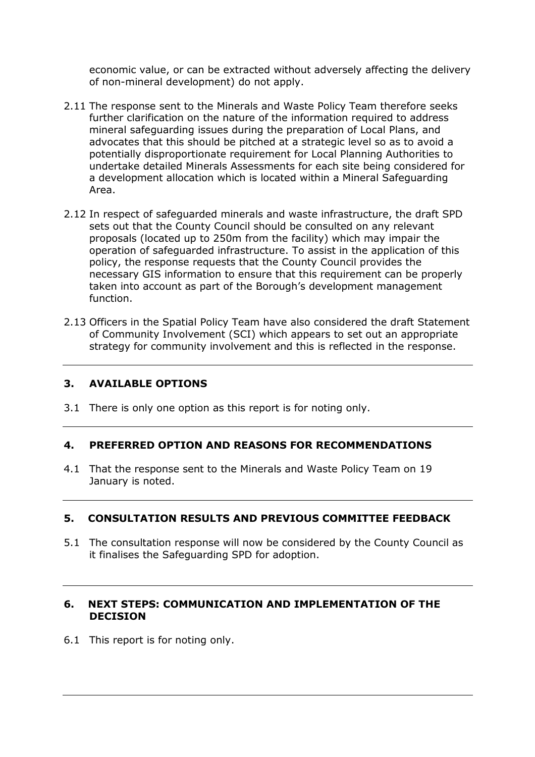economic value, or can be extracted without adversely affecting the delivery of non-mineral development) do not apply.

2.11 The response sent to the Minerals and Waste Policy Team therefore seeks further clarification on the nature of the information required to address mineral safeguarding issues during the preparation of Local Plans, and advocates that this should be pitched at a strategic level so as to avoid a potentially disproportionate requirement for Local Planning Authorities to undertake detailed Minerals Assessments for each site being considered for a development allocation which is located within a Mineral Safeguarding Area.

2.12 In respect of safeguarded minerals and waste infrastructure, the draft SPD sets out that the County Council should be consulted on any relevant proposals (located up to 250m from the facility) which may impair the operation of safeguarded infrastructure. To assist in the application of this policy, the response requests that the County Council provides the necessary GIS information to ensure that this requirement can be properly taken into account as part of the Borough's development management function.

2.13 Officers in the Spatial Policy Team have also considered the draft Statement of Community Involvement (SCI) which appears to set out an appropriate strategy for community involvement and this is reflected in the response.

## 3. AVAILABLE OPTIONS

3.1 There is only one option as this report is for noting only.

## 4. PREFERRED OPTION AND REASONS FOR RECOMMENDATIONS

4.1 That the response sent to the Minerals and Waste Policy Team on 19 January is noted.

## 5. CONSULTATION RESULTS AND PREVIOUS COMMITTEE FEEDBACK

5.1 The consultation response will now be considered by the County Council as it finalises the Safeguarding SPD for adoption.

## 6. NEXT STEPS: COMMUNICATION AND IMPLEMENTATION OF THE DECISION

6.1 This report is for noting only.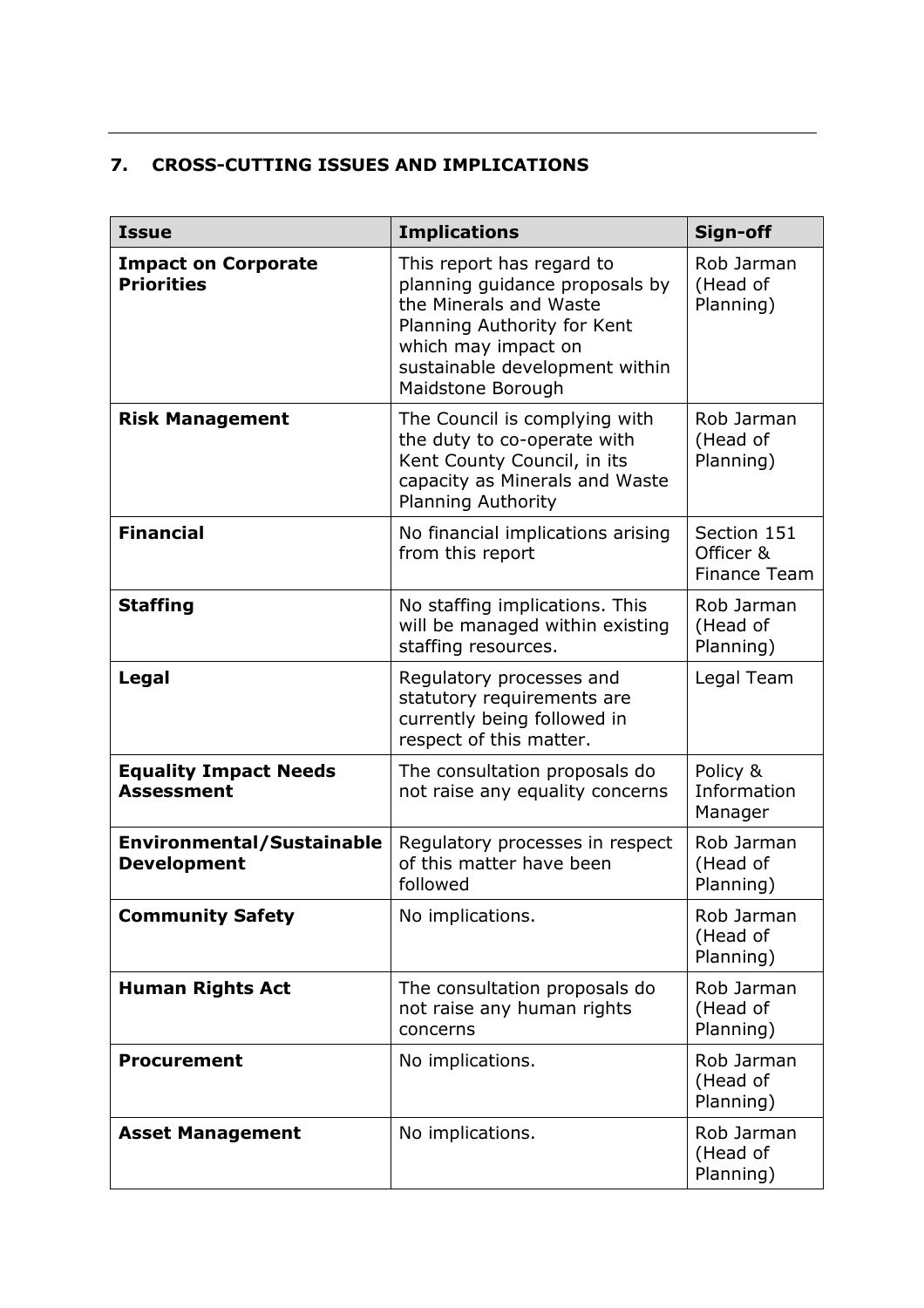## 7. CROSS-CUTTING ISSUES AND IMPLICATIONS

| Issue | Implications | Sign-off |
|---|---|---|
| **Impact on Corporate Priorities** | This report has regard to planning guidance proposals by the Minerals and Waste Planning Authority for Kent which may impact on sustainable development within Maidstone Borough | Rob Jarman (Head of Planning) |
| **Risk Management** | The Council is complying with the duty to co-operate with Kent County Council, in its capacity as Minerals and Waste Planning Authority | Rob Jarman (Head of Planning) |
| **Financial** | No financial implications arising from this report | Section 151 Officer & Finance Team |
| **Staffing** | No staffing implications. This will be managed within existing staffing resources. | Rob Jarman (Head of Planning) |
| **Legal** | Regulatory processes and statutory requirements are currently being followed in respect of this matter. | Legal Team |
| **Equality Impact Needs Assessment** | The consultation proposals do not raise any equality concerns | Policy & Information Manager |
| **Environmental/Sustainable Development** | Regulatory processes in respect of this matter have been followed | Rob Jarman (Head of Planning) |
| **Community Safety** | No implications. | Rob Jarman (Head of Planning) |
| **Human Rights Act** | The consultation proposals do not raise any human rights concerns | Rob Jarman (Head of Planning) |
| **Procurement** | No implications. | Rob Jarman (Head of Planning) |
| **Asset Management** | No implications. | Rob Jarman (Head of Planning) |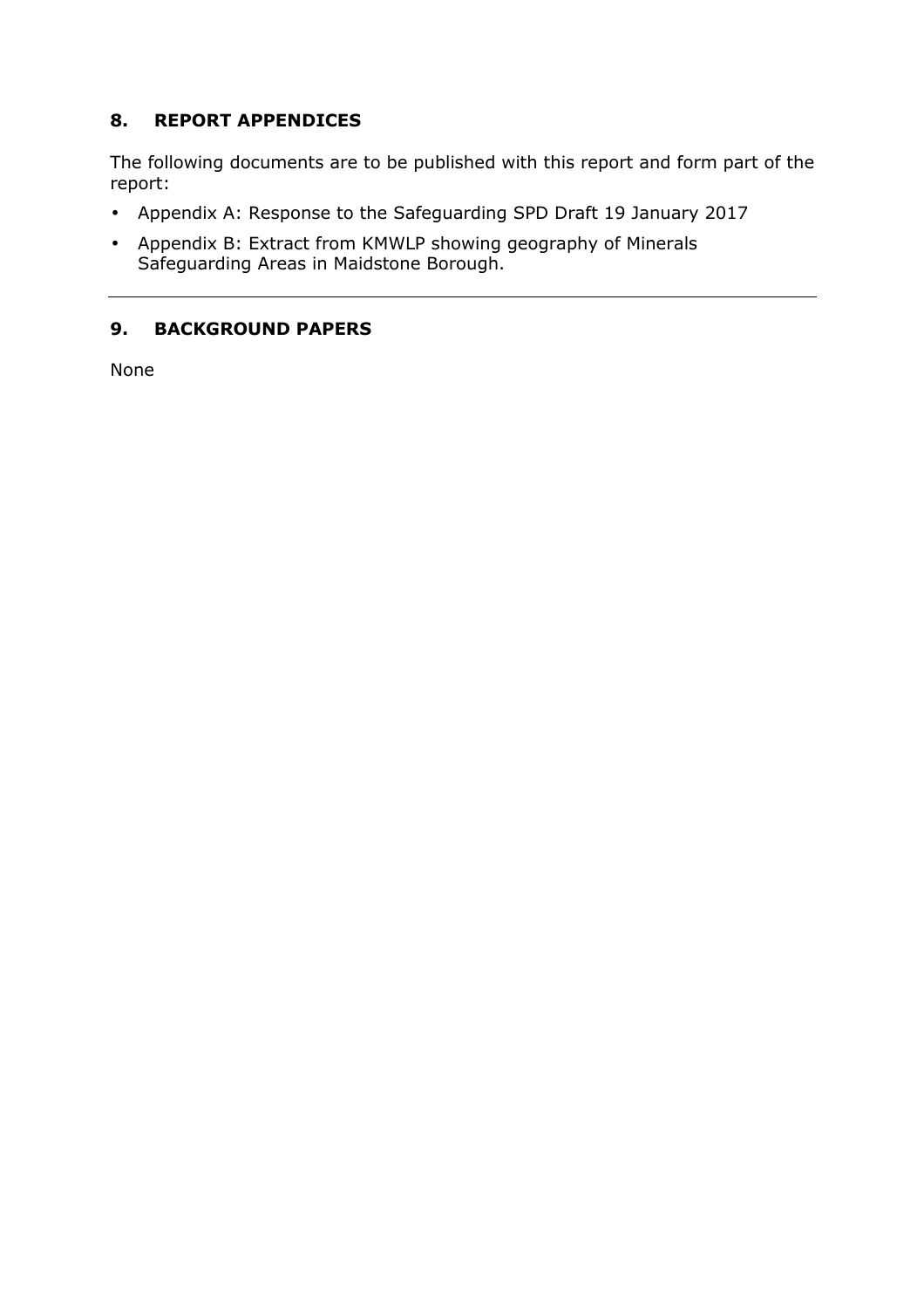## 8. REPORT APPENDICES

The following documents are to be published with this report and form part of the report:

- Appendix A: Response to the Safeguarding SPD Draft 19 January 2017
- Appendix B: Extract from KMWLP showing geography of Minerals Safeguarding Areas in Maidstone Borough.

---

## 9. BACKGROUND PAPERS

None